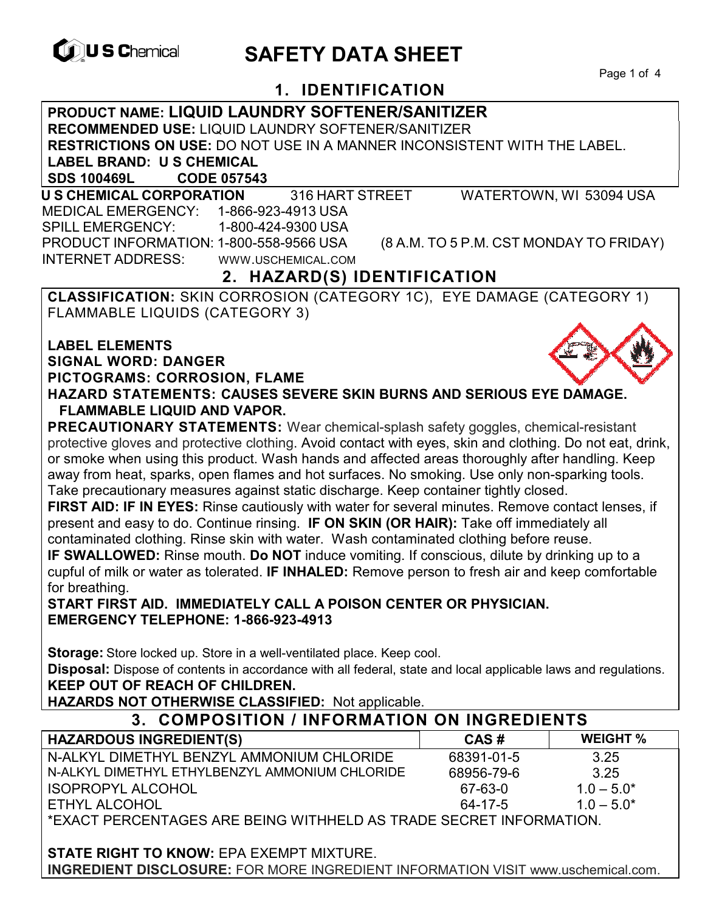U S Chemical

# SAFETY DATA SHEET

## 1. IDENTIFICATION

**PRODUCT NAME: LIQUID LAUNDRY SOFTENER/SANITIZER**
**RECOMMENDED USE:** LIQUID LAUNDRY SOFTENER/SANITIZER
**RESTRICTIONS ON USE:** DO NOT USE IN A MANNER INCONSISTENT WITH THE LABEL.
**LABEL BRAND: U S CHEMICAL**
**SDS 100469L CODE 057543**

**U S CHEMICAL CORPORATION** 316 HART STREET WATERTOWN, WI 53094 USA
MEDICAL EMERGENCY: 1-866-923-4913 USA
SPILL EMERGENCY: 1-800-424-9300 USA
PRODUCT INFORMATION: 1-800-558-9566 USA (8 A.M. TO 5 P.M. CST MONDAY TO FRIDAY)
INTERNET ADDRESS: WWW.USCHEMICAL.COM

## 2. HAZARD(S) IDENTIFICATION

**CLASSIFICATION:** SKIN CORROSION (CATEGORY 1C), EYE DAMAGE (CATEGORY 1) FLAMMABLE LIQUIDS (CATEGORY 3)

**LABEL ELEMENTS**
**SIGNAL WORD: DANGER**
**PICTOGRAMS: CORROSION, FLAME**
**HAZARD STATEMENTS: CAUSES SEVERE SKIN BURNS AND SERIOUS EYE DAMAGE. FLAMMABLE LIQUID AND VAPOR.**
**PRECAUTIONARY STATEMENTS:** Wear chemical-splash safety goggles, chemical-resistant protective gloves and protective clothing. Avoid contact with eyes, skin and clothing. Do not eat, drink, or smoke when using this product. Wash hands and affected areas thoroughly after handling. Keep away from heat, sparks, open flames and hot surfaces. No smoking. Use only non-sparking tools. Take precautionary measures against static discharge. Keep container tightly closed.
**FIRST AID: IF IN EYES:** Rinse cautiously with water for several minutes. Remove contact lenses, if present and easy to do. Continue rinsing. **IF ON SKIN (OR HAIR):** Take off immediately all contaminated clothing. Rinse skin with water. Wash contaminated clothing before reuse.
**IF SWALLOWED:** Rinse mouth. **Do NOT** induce vomiting. If conscious, dilute by drinking up to a cupful of milk or water as tolerated. **IF INHALED:** Remove person to fresh air and keep comfortable for breathing.
**START FIRST AID. IMMEDIATELY CALL A POISON CENTER OR PHYSICIAN.**
**EMERGENCY TELEPHONE: 1-866-923-4913**

**Storage:** Store locked up. Store in a well-ventilated place. Keep cool.
**Disposal:** Dispose of contents in accordance with all federal, state and local applicable laws and regulations.
**KEEP OUT OF REACH OF CHILDREN.**
**HAZARDS NOT OTHERWISE CLASSIFIED:** Not applicable.

## 3. COMPOSITION / INFORMATION ON INGREDIENTS

| HAZARDOUS INGREDIENT(S) | CAS # | WEIGHT % |
|---|---|---|
| N-ALKYL DIMETHYL BENZYL AMMONIUM CHLORIDE | 68391-01-5 | 3.25 |
| N-ALKYL DIMETHYL ETHYLBENZYL AMMONIUM CHLORIDE | 68956-79-6 | 3.25 |
| ISOPROPYL ALCOHOL | 67-63-0 | 1.0 – 5.0* |
| ETHYL ALCOHOL | 64-17-5 | 1.0 – 5.0* |

*EXACT PERCENTAGES ARE BEING WITHHELD AS TRADE SECRET INFORMATION.

**STATE RIGHT TO KNOW:** EPA EXEMPT MIXTURE.
**INGREDIENT DISCLOSURE:** FOR MORE INGREDIENT INFORMATION VISIT www.uschemical.com.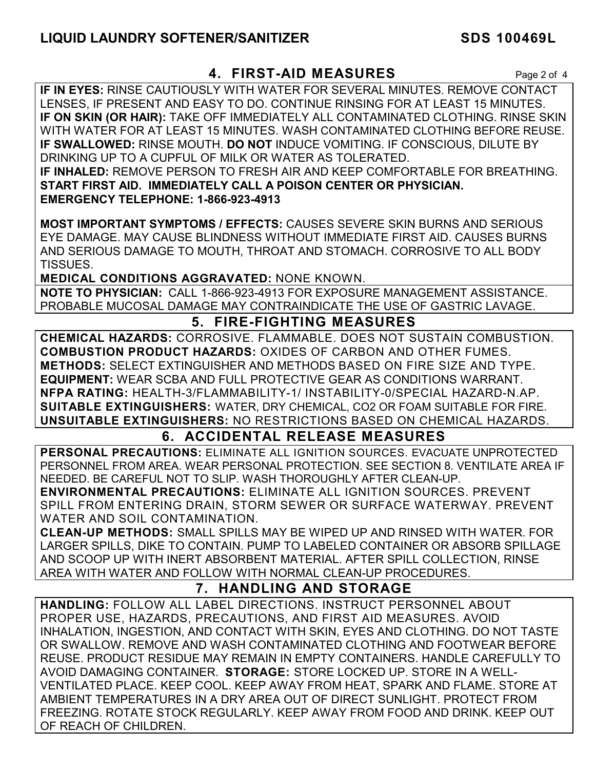## 4. FIRST-AID MEASURES

**IF IN EYES:** RINSE CAUTIOUSLY WITH WATER FOR SEVERAL MINUTES. REMOVE CONTACT LENSES, IF PRESENT AND EASY TO DO. CONTINUE RINSING FOR AT LEAST 15 MINUTES.
**IF ON SKIN (OR HAIR):** TAKE OFF IMMEDIATELY ALL CONTAMINATED CLOTHING. RINSE SKIN WITH WATER FOR AT LEAST 15 MINUTES. WASH CONTAMINATED CLOTHING BEFORE REUSE.
**IF SWALLOWED:** RINSE MOUTH. **DO NOT** INDUCE VOMITING. IF CONSCIOUS, DILUTE BY DRINKING UP TO A CUPFUL OF MILK OR WATER AS TOLERATED.
**IF INHALED:** REMOVE PERSON TO FRESH AIR AND KEEP COMFORTABLE FOR BREATHING.
**START FIRST AID. IMMEDIATELY CALL A POISON CENTER OR PHYSICIAN.**
**EMERGENCY TELEPHONE: 1-866-923-4913**

**MOST IMPORTANT SYMPTOMS / EFFECTS:** CAUSES SEVERE SKIN BURNS AND SERIOUS EYE DAMAGE. MAY CAUSE BLINDNESS WITHOUT IMMEDIATE FIRST AID. CAUSES BURNS AND SERIOUS DAMAGE TO MOUTH, THROAT AND STOMACH. CORROSIVE TO ALL BODY TISSUES.
**MEDICAL CONDITIONS AGGRAVATED:** NONE KNOWN.

**NOTE TO PHYSICIAN:** CALL 1-866-923-4913 FOR EXPOSURE MANAGEMENT ASSISTANCE. PROBABLE MUCOSAL DAMAGE MAY CONTRAINDICATE THE USE OF GASTRIC LAVAGE.

## 5. FIRE-FIGHTING MEASURES

**CHEMICAL HAZARDS:** CORROSIVE. FLAMMABLE. DOES NOT SUSTAIN COMBUSTION.
**COMBUSTION PRODUCT HAZARDS:** OXIDES OF CARBON AND OTHER FUMES.
**METHODS:** SELECT EXTINGUISHER AND METHODS BASED ON FIRE SIZE AND TYPE.
**EQUIPMENT:** WEAR SCBA AND FULL PROTECTIVE GEAR AS CONDITIONS WARRANT.
**NFPA RATING:** HEALTH-3/FLAMMABILITY-1/ INSTABILITY-0/SPECIAL HAZARD-N.AP.
**SUITABLE EXTINGUISHERS:** WATER, DRY CHEMICAL, CO2 OR FOAM SUITABLE FOR FIRE.
**UNSUITABLE EXTINGUISHERS:** NO RESTRICTIONS BASED ON CHEMICAL HAZARDS.

## 6. ACCIDENTAL RELEASE MEASURES

**PERSONAL PRECAUTIONS:** ELIMINATE ALL IGNITION SOURCES. EVACUATE UNPROTECTED PERSONNEL FROM AREA. WEAR PERSONAL PROTECTION. SEE SECTION 8. VENTILATE AREA IF NEEDED. BE CAREFUL NOT TO SLIP. WASH THOROUGHLY AFTER CLEAN-UP.
**ENVIRONMENTAL PRECAUTIONS:** ELIMINATE ALL IGNITION SOURCES. PREVENT SPILL FROM ENTERING DRAIN, STORM SEWER OR SURFACE WATERWAY. PREVENT WATER AND SOIL CONTAMINATION.
**CLEAN-UP METHODS:** SMALL SPILLS MAY BE WIPED UP AND RINSED WITH WATER. FOR LARGER SPILLS, DIKE TO CONTAIN. PUMP TO LABELED CONTAINER OR ABSORB SPILLAGE AND SCOOP UP WITH INERT ABSORBENT MATERIAL. AFTER SPILL COLLECTION, RINSE AREA WITH WATER AND FOLLOW WITH NORMAL CLEAN-UP PROCEDURES.

## 7. HANDLING AND STORAGE

**HANDLING:** FOLLOW ALL LABEL DIRECTIONS. INSTRUCT PERSONNEL ABOUT PROPER USE, HAZARDS, PRECAUTIONS, AND FIRST AID MEASURES. AVOID INHALATION, INGESTION, AND CONTACT WITH SKIN, EYES AND CLOTHING. DO NOT TASTE OR SWALLOW. REMOVE AND WASH CONTAMINATED CLOTHING AND FOOTWEAR BEFORE REUSE. PRODUCT RESIDUE MAY REMAIN IN EMPTY CONTAINERS. HANDLE CAREFULLY TO AVOID DAMAGING CONTAINER. **STORAGE:** STORE LOCKED UP. STORE IN A WELL-VENTILATED PLACE. KEEP COOL. KEEP AWAY FROM HEAT, SPARK AND FLAME. STORE AT AMBIENT TEMPERATURES IN A DRY AREA OUT OF DIRECT SUNLIGHT. PROTECT FROM FREEZING. ROTATE STOCK REGULARLY. KEEP AWAY FROM FOOD AND DRINK. KEEP OUT OF REACH OF CHILDREN.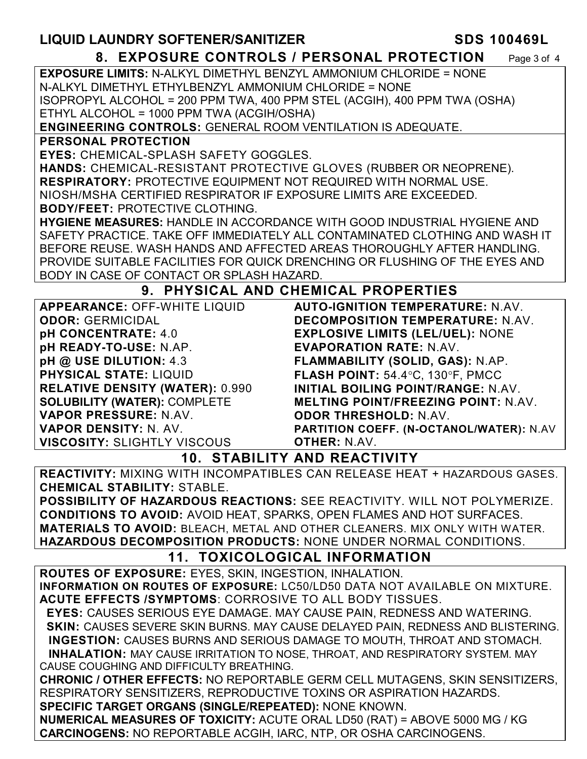## 8. EXPOSURE CONTROLS / PERSONAL PROTECTION

**EXPOSURE LIMITS:** N-ALKYL DIMETHYL BENZYL AMMONIUM CHLORIDE = NONE
N-ALKYL DIMETHYL ETHYLBENZYL AMMONIUM CHLORIDE = NONE
ISOPROPYL ALCOHOL = 200 PPM TWA, 400 PPM STEL (ACGIH), 400 PPM TWA (OSHA)
ETHYL ALCOHOL = 1000 PPM TWA (ACGIH/OSHA)
**ENGINEERING CONTROLS:** GENERAL ROOM VENTILATION IS ADEQUATE.

**PERSONAL PROTECTION**
**EYES:** CHEMICAL-SPLASH SAFETY GOGGLES.
**HANDS:** CHEMICAL-RESISTANT PROTECTIVE GLOVES (RUBBER OR NEOPRENE).
**RESPIRATORY:** PROTECTIVE EQUIPMENT NOT REQUIRED WITH NORMAL USE.
NIOSH/MSHA CERTIFIED RESPIRATOR IF EXPOSURE LIMITS ARE EXCEEDED.
**BODY/FEET:** PROTECTIVE CLOTHING.
**HYGIENE MEASURES:** HANDLE IN ACCORDANCE WITH GOOD INDUSTRIAL HYGIENE AND SAFETY PRACTICE. TAKE OFF IMMEDIATELY ALL CONTAMINATED CLOTHING AND WASH IT BEFORE REUSE. WASH HANDS AND AFFECTED AREAS THOROUGHLY AFTER HANDLING. PROVIDE SUITABLE FACILITIES FOR QUICK DRENCHING OR FLUSHING OF THE EYES AND BODY IN CASE OF CONTACT OR SPLASH HAZARD.

## 9. PHYSICAL AND CHEMICAL PROPERTIES

**APPEARANCE:** OFF-WHITE LIQUID
**ODOR:** GERMICIDAL
**pH CONCENTRATE:** 4.0
**pH READY-TO-USE:** N.AP.
**pH @ USE DILUTION:** 4.3
**PHYSICAL STATE:** LIQUID
**RELATIVE DENSITY (WATER):** 0.990
**SOLUBILITY (WATER):** COMPLETE
**VAPOR PRESSURE:** N.AV.
**VAPOR DENSITY:** N. AV.
**VISCOSITY:** SLIGHTLY VISCOUS
**AUTO-IGNITION TEMPERATURE:** N.AV.
**DECOMPOSITION TEMPERATURE:** N.AV.
**EXPLOSIVE LIMITS (LEL/UEL):** NONE
**EVAPORATION RATE:** N.AV.
**FLAMMABILITY (SOLID, GAS):** N.AP.
**FLASH POINT:** 54.4°C, 130°F, PMCC
**INITIAL BOILING POINT/RANGE:** N.AV.
**MELTING POINT/FREEZING POINT:** N.AV.
**ODOR THRESHOLD:** N.AV.
**PARTITION COEFF. (N-OCTANOL/WATER):** N.AV
**OTHER:** N.AV.

## 10. STABILITY AND REACTIVITY

**REACTIVITY:** MIXING WITH INCOMPATIBLES CAN RELEASE HEAT + HAZARDOUS GASES.
**CHEMICAL STABILITY:** STABLE.
**POSSIBILITY OF HAZARDOUS REACTIONS:** SEE REACTIVITY. WILL NOT POLYMERIZE.
**CONDITIONS TO AVOID:** AVOID HEAT, SPARKS, OPEN FLAMES AND HOT SURFACES.
**MATERIALS TO AVOID:** BLEACH, METAL AND OTHER CLEANERS. MIX ONLY WITH WATER.
**HAZARDOUS DECOMPOSITION PRODUCTS:** NONE UNDER NORMAL CONDITIONS.

## 11. TOXICOLOGICAL INFORMATION

**ROUTES OF EXPOSURE:** EYES, SKIN, INGESTION, INHALATION.
**INFORMATION ON ROUTES OF EXPOSURE:** LC50/LD50 DATA NOT AVAILABLE ON MIXTURE.
**ACUTE EFFECTS /SYMPTOMS**: CORROSIVE TO ALL BODY TISSUES.
**EYES:** CAUSES SERIOUS EYE DAMAGE. MAY CAUSE PAIN, REDNESS AND WATERING.
**SKIN:** CAUSES SEVERE SKIN BURNS. MAY CAUSE DELAYED PAIN, REDNESS AND BLISTERING.
**INGESTION:** CAUSES BURNS AND SERIOUS DAMAGE TO MOUTH, THROAT AND STOMACH.
**INHALATION:** MAY CAUSE IRRITATION TO NOSE, THROAT, AND RESPIRATORY SYSTEM. MAY CAUSE COUGHING AND DIFFICULTY BREATHING.
**CHRONIC / OTHER EFFECTS:** NO REPORTABLE GERM CELL MUTAGENS, SKIN SENSITIZERS, RESPIRATORY SENSITIZERS, REPRODUCTIVE TOXINS OR ASPIRATION HAZARDS.
**SPECIFIC TARGET ORGANS (SINGLE/REPEATED):** NONE KNOWN.
**NUMERICAL MEASURES OF TOXICITY:** ACUTE ORAL LD50 (RAT) = ABOVE 5000 MG / KG
**CARCINOGENS:** NO REPORTABLE ACGIH, IARC, NTP, OR OSHA CARCINOGENS.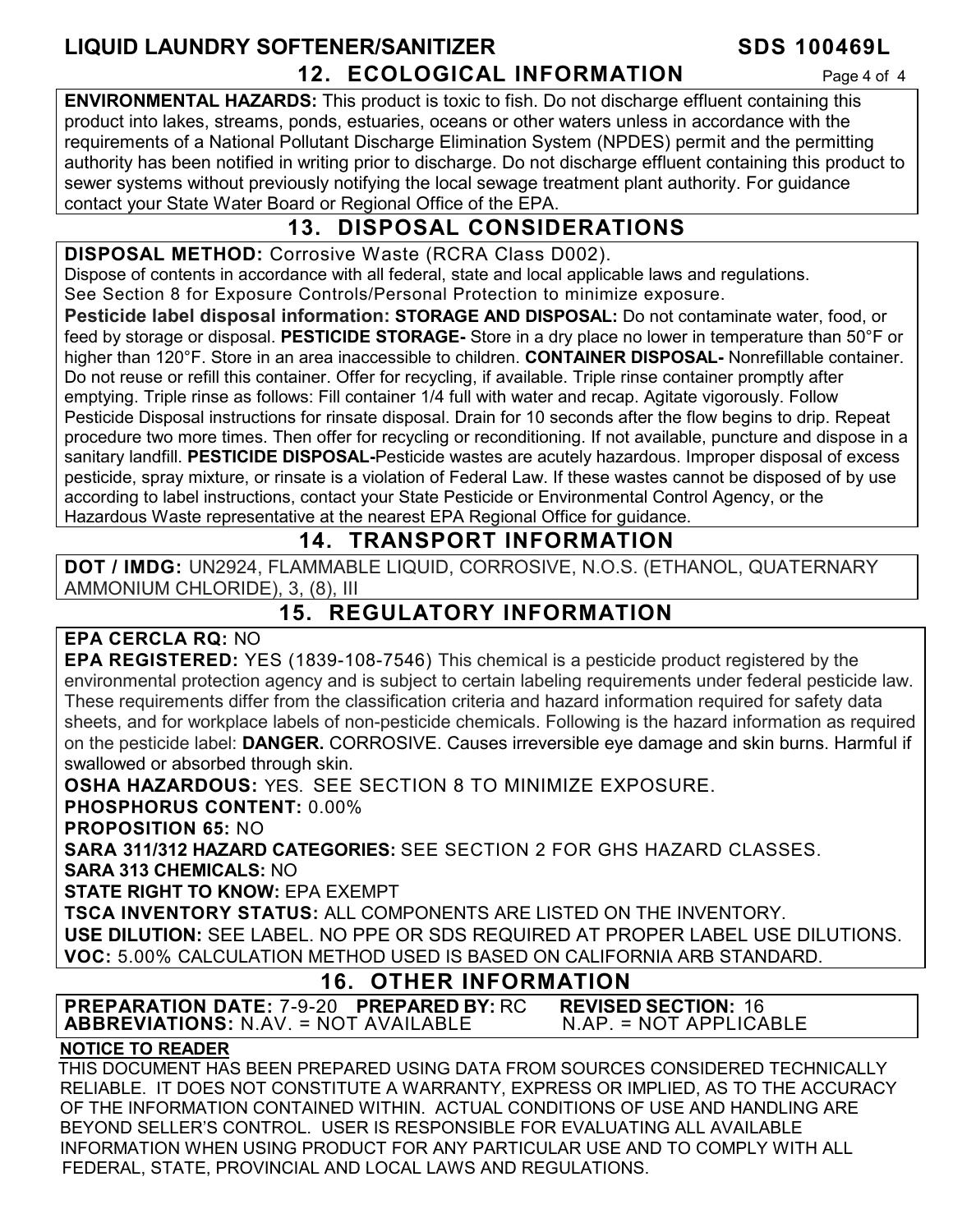## 12. ECOLOGICAL INFORMATION

**ENVIRONMENTAL HAZARDS:** This product is toxic to fish. Do not discharge effluent containing this product into lakes, streams, ponds, estuaries, oceans or other waters unless in accordance with the requirements of a National Pollutant Discharge Elimination System (NPDES) permit and the permitting authority has been notified in writing prior to discharge. Do not discharge effluent containing this product to sewer systems without previously notifying the local sewage treatment plant authority. For guidance contact your State Water Board or Regional Office of the EPA.

## 13. DISPOSAL CONSIDERATIONS

**DISPOSAL METHOD:** Corrosive Waste (RCRA Class D002).
Dispose of contents in accordance with all federal, state and local applicable laws and regulations.
See Section 8 for Exposure Controls/Personal Protection to minimize exposure.

**Pesticide label disposal information: STORAGE AND DISPOSAL:** Do not contaminate water, food, or feed by storage or disposal. **PESTICIDE STORAGE-** Store in a dry place no lower in temperature than 50°F or higher than 120°F. Store in an area inaccessible to children. **CONTAINER DISPOSAL-** Nonrefillable container. Do not reuse or refill this container. Offer for recycling, if available. Triple rinse container promptly after emptying. Triple rinse as follows: Fill container 1/4 full with water and recap. Agitate vigorously. Follow Pesticide Disposal instructions for rinsate disposal. Drain for 10 seconds after the flow begins to drip. Repeat procedure two more times. Then offer for recycling or reconditioning. If not available, puncture and dispose in a sanitary landfill. **PESTICIDE DISPOSAL-**Pesticide wastes are acutely hazardous. Improper disposal of excess pesticide, spray mixture, or rinsate is a violation of Federal Law. If these wastes cannot be disposed of by use according to label instructions, contact your State Pesticide or Environmental Control Agency, or the Hazardous Waste representative at the nearest EPA Regional Office for guidance.

## 14. TRANSPORT INFORMATION

**DOT / IMDG:** UN2924, FLAMMABLE LIQUID, CORROSIVE, N.O.S. (ETHANOL, QUATERNARY AMMONIUM CHLORIDE), 3, (8), III

## 15. REGULATORY INFORMATION

**EPA CERCLA RQ:** NO

**EPA REGISTERED:** YES (1839-108-7546) This chemical is a pesticide product registered by the environmental protection agency and is subject to certain labeling requirements under federal pesticide law. These requirements differ from the classification criteria and hazard information required for safety data sheets, and for workplace labels of non-pesticide chemicals. Following is the hazard information as required on the pesticide label: **DANGER.** CORROSIVE. Causes irreversible eye damage and skin burns. Harmful if swallowed or absorbed through skin.

**OSHA HAZARDOUS:** YES. SEE SECTION 8 TO MINIMIZE EXPOSURE.

**PHOSPHORUS CONTENT:** 0.00%

**PROPOSITION 65:** NO

**SARA 311/312 HAZARD CATEGORIES:** SEE SECTION 2 FOR GHS HAZARD CLASSES.

**SARA 313 CHEMICALS:** NO

**STATE RIGHT TO KNOW:** EPA EXEMPT

**TSCA INVENTORY STATUS:** ALL COMPONENTS ARE LISTED ON THE INVENTORY.

**USE DILUTION:** SEE LABEL. NO PPE OR SDS REQUIRED AT PROPER LABEL USE DILUTIONS.

**VOC:** 5.00% CALCULATION METHOD USED IS BASED ON CALIFORNIA ARB STANDARD.

## 16. OTHER INFORMATION

**PREPARATION DATE:** 7-9-20 **PREPARED BY:** RC **REVISED SECTION:** 16
**ABBREVIATIONS:** N.AV. = NOT AVAILABLE N.AP. = NOT APPLICABLE

**NOTICE TO READER**

THIS DOCUMENT HAS BEEN PREPARED USING DATA FROM SOURCES CONSIDERED TECHNICALLY RELIABLE. IT DOES NOT CONSTITUTE A WARRANTY, EXPRESS OR IMPLIED, AS TO THE ACCURACY OF THE INFORMATION CONTAINED WITHIN. ACTUAL CONDITIONS OF USE AND HANDLING ARE BEYOND SELLER'S CONTROL. USER IS RESPONSIBLE FOR EVALUATING ALL AVAILABLE INFORMATION WHEN USING PRODUCT FOR ANY PARTICULAR USE AND TO COMPLY WITH ALL FEDERAL, STATE, PROVINCIAL AND LOCAL LAWS AND REGULATIONS.